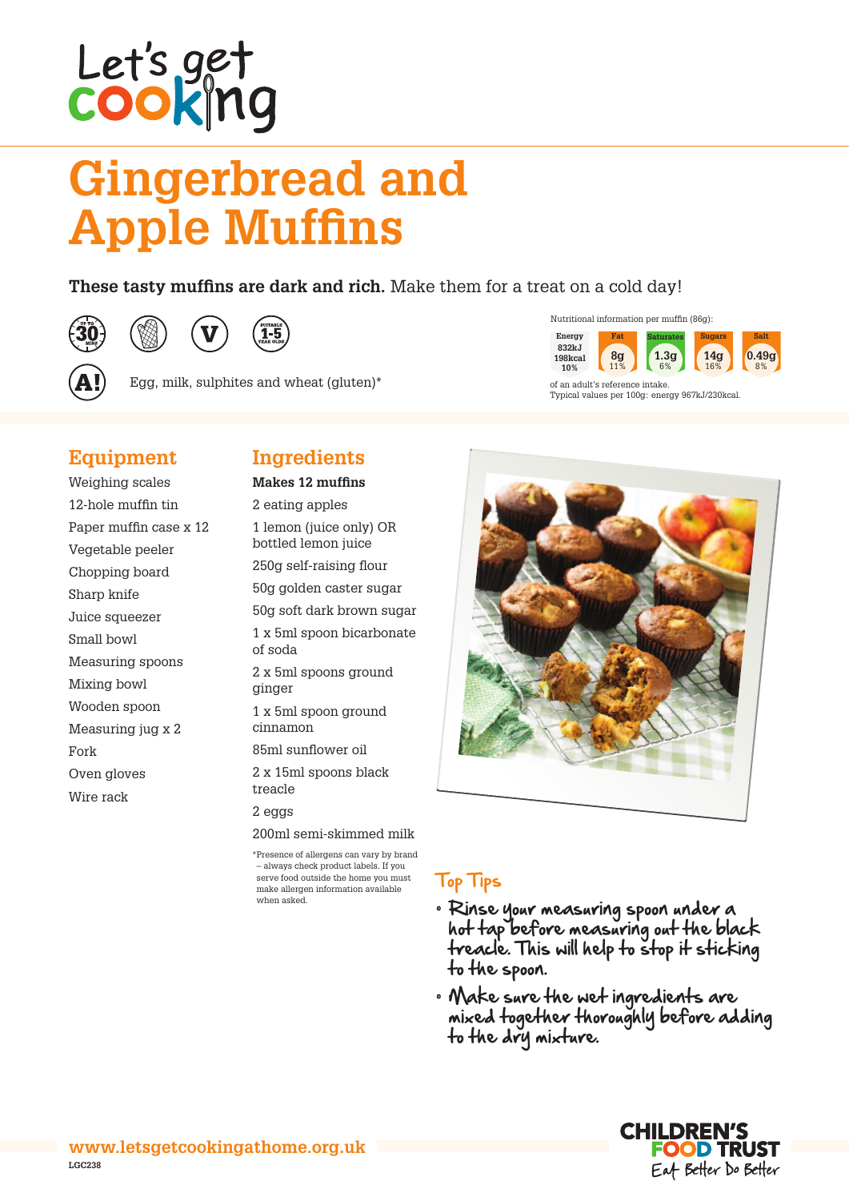Let's get cooking

# Gingerbread and Apple Muffins

**These tasty muffins are dark and rich.** Make them for a treat on a cold day!

UP TO 30 MINS

SUITABLE 1-5 YEAR OLDS

A! Egg, milk, sulphites and wheat (gluten)*

Nutritional information per muffin (86g):

| Energy | Fat | Saturates | Sugars | Salt |
|---|---|---|---|---|
| 832kJ 198kcal | 8g | 1.3g | 14g | 0.49g |
| 10% | 11% | 6% | 16% | 8% |

of an adult's reference intake.
Typical values per 100g: energy 967kJ/230kcal.

## Equipment

- Weighing scales
- 12-hole muffin tin
- Paper muffin case x 12
- Vegetable peeler
- Chopping board
- Sharp knife
- Juice squeezer
- Small bowl
- Measuring spoons
- Mixing bowl
- Wooden spoon
- Measuring jug x 2
- Fork
- Oven gloves
- Wire rack

## Ingredients

**Makes 12 muffins**

- 2 eating apples
- 1 lemon (juice only) OR bottled lemon juice
- 250g self-raising flour
- 50g golden caster sugar
- 50g soft dark brown sugar
- 1 x 5ml spoon bicarbonate of soda
- 2 x 5ml spoons ground ginger
- 1 x 5ml spoon ground cinnamon
- 85ml sunflower oil
- 2 x 15ml spoons black treacle
- 2 eggs
- 200ml semi-skimmed milk

*Presence of allergens can vary by brand – always check product labels. If you serve food outside the home you must make allergen information available when asked.

## Top Tips

- Rinse your measuring spoon under a hot tap before measuring out the black treacle. This will help to stop it sticking to the spoon.
- Make sure the wet ingredients are mixed together thoroughly before adding to the dry mixture.

www.letsgetcookingathome.org.uk

LGC238

CHILDREN'S FOOD TRUST Eat Better Do Better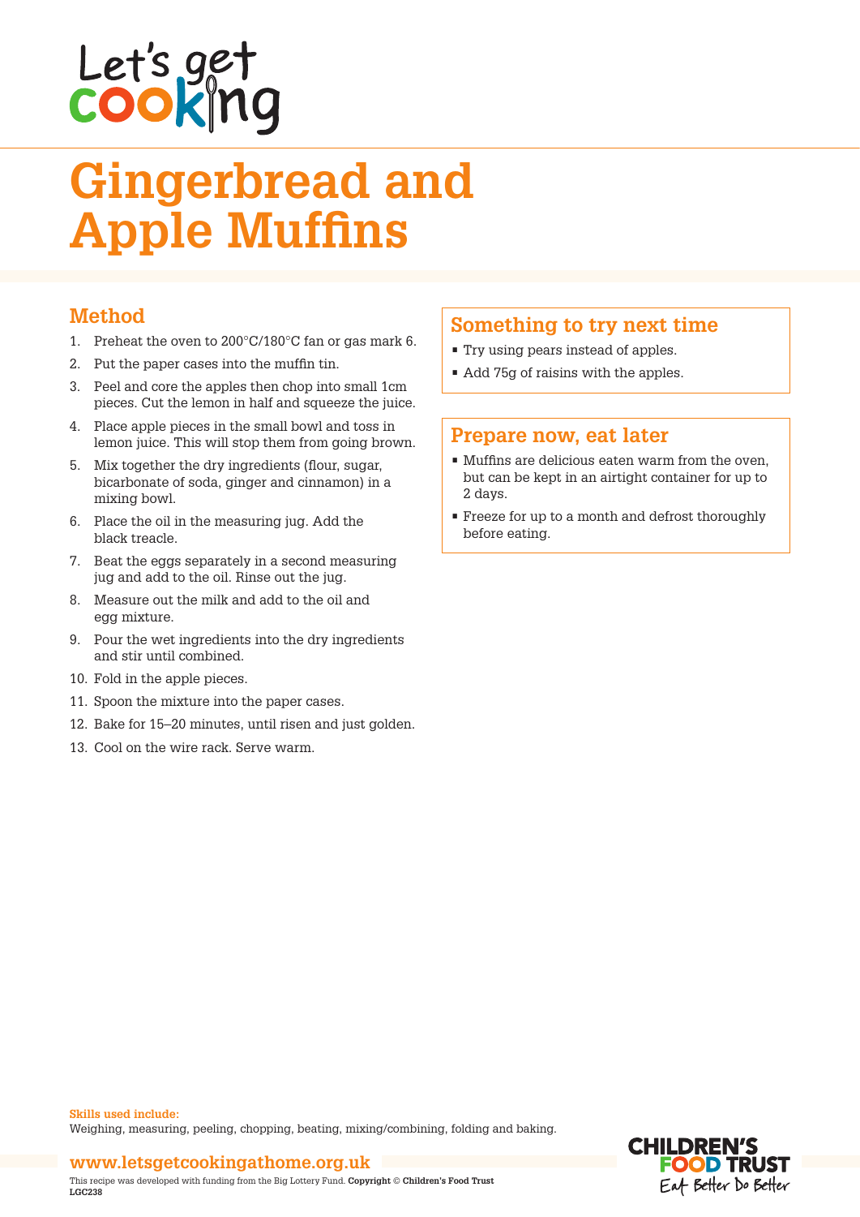Let's get cooking

# Gingerbread and Apple Muffins

## Method

1. Preheat the oven to 200°C/180°C fan or gas mark 6.
2. Put the paper cases into the muffin tin.
3. Peel and core the apples then chop into small 1cm pieces. Cut the lemon in half and squeeze the juice.
4. Place apple pieces in the small bowl and toss in lemon juice. This will stop them from going brown.
5. Mix together the dry ingredients (flour, sugar, bicarbonate of soda, ginger and cinnamon) in a mixing bowl.
6. Place the oil in the measuring jug. Add the black treacle.
7. Beat the eggs separately in a second measuring jug and add to the oil. Rinse out the jug.
8. Measure out the milk and add to the oil and egg mixture.
9. Pour the wet ingredients into the dry ingredients and stir until combined.
10. Fold in the apple pieces.
11. Spoon the mixture into the paper cases.
12. Bake for 15–20 minutes, until risen and just golden.
13. Cool on the wire rack. Serve warm.

## Something to try next time

- Try using pears instead of apples.
- Add 75g of raisins with the apples.

## Prepare now, eat later

- Muffins are delicious eaten warm from the oven, but can be kept in an airtight container for up to 2 days.
- Freeze for up to a month and defrost thoroughly before eating.

**Skills used include:**
Weighing, measuring, peeling, chopping, beating, mixing/combining, folding and baking.

www.letsgetcookingathome.org.uk

This recipe was developed with funding from the Big Lottery Fund. **Copyright © Children's Food Trust**
**LGC238**

CHILDREN'S FOOD TRUST
Eat Better Do Better